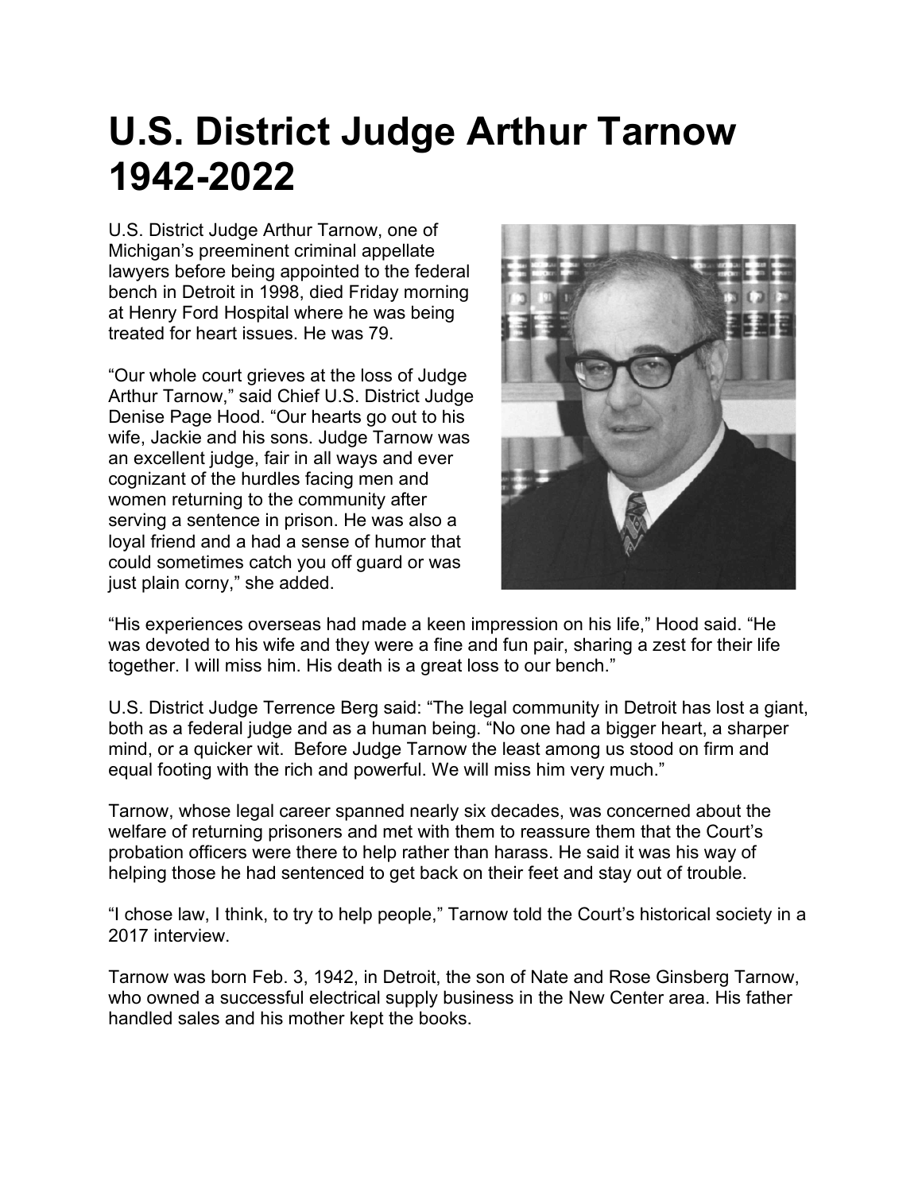# U.S. District Judge Arthur Tarnow 1942-2022

U.S. District Judge Arthur Tarnow, one of Michigan's preeminent criminal appellate lawyers before being appointed to the federal bench in Detroit in 1998, died Friday morning at Henry Ford Hospital where he was being treated for heart issues. He was 79.

"Our whole court grieves at the loss of Judge Arthur Tarnow," said Chief U.S. District Judge Denise Page Hood. "Our hearts go out to his wife, Jackie and his sons. Judge Tarnow was an excellent judge, fair in all ways and ever cognizant of the hurdles facing men and women returning to the community after serving a sentence in prison. He was also a loyal friend and a had a sense of humor that could sometimes catch you off guard or was just plain corny," she added.

"His experiences overseas had made a keen impression on his life," Hood said. "He was devoted to his wife and they were a fine and fun pair, sharing a zest for their life together. I will miss him. His death is a great loss to our bench."

U.S. District Judge Terrence Berg said: "The legal community in Detroit has lost a giant, both as a federal judge and as a human being. "No one had a bigger heart, a sharper mind, or a quicker wit. Before Judge Tarnow the least among us stood on firm and equal footing with the rich and powerful. We will miss him very much."

Tarnow, whose legal career spanned nearly six decades, was concerned about the welfare of returning prisoners and met with them to reassure them that the Court's probation officers were there to help rather than harass. He said it was his way of helping those he had sentenced to get back on their feet and stay out of trouble.

"I chose law, I think, to try to help people," Tarnow told the Court's historical society in a 2017 interview.

Tarnow was born Feb. 3, 1942, in Detroit, the son of Nate and Rose Ginsberg Tarnow, who owned a successful electrical supply business in the New Center area. His father handled sales and his mother kept the books.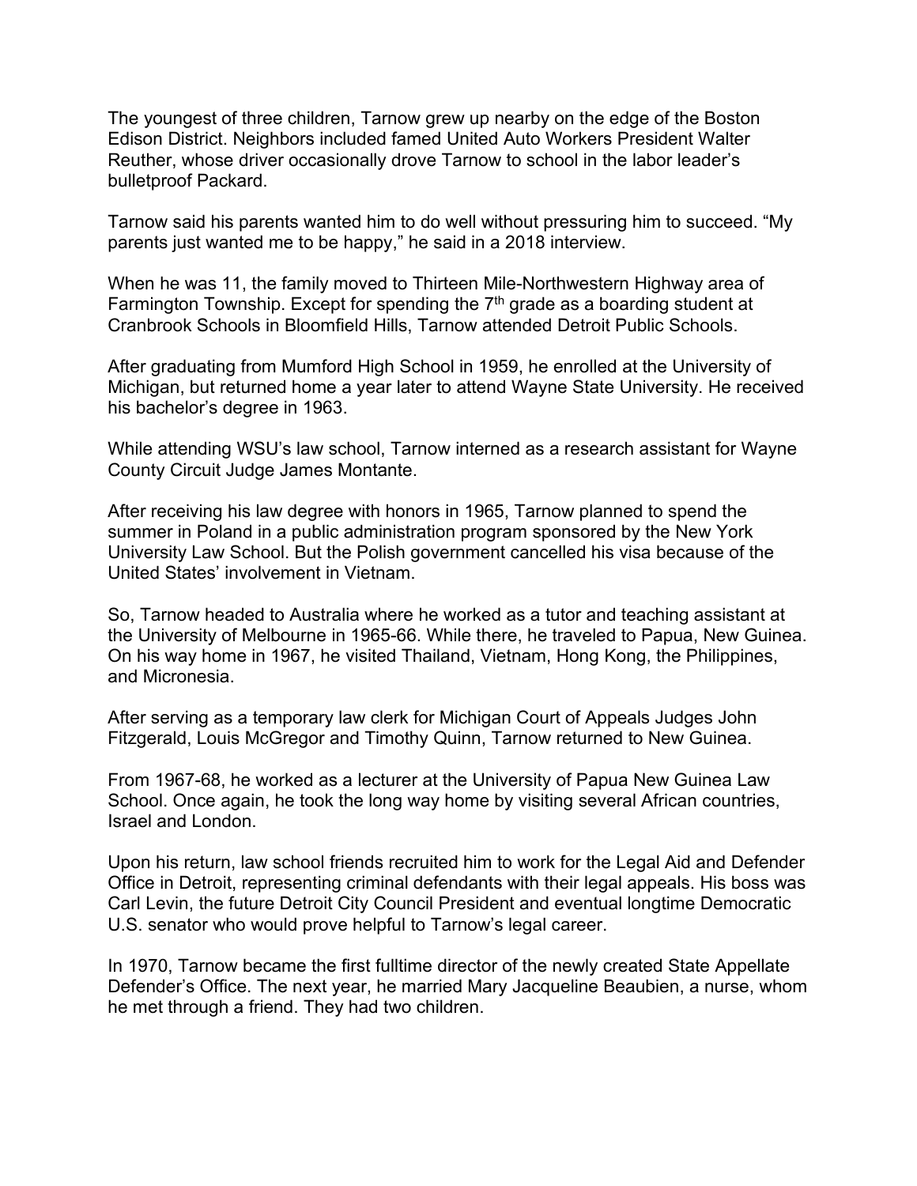The youngest of three children, Tarnow grew up nearby on the edge of the Boston Edison District. Neighbors included famed United Auto Workers President Walter Reuther, whose driver occasionally drove Tarnow to school in the labor leader's bulletproof Packard.

Tarnow said his parents wanted him to do well without pressuring him to succeed. "My parents just wanted me to be happy," he said in a 2018 interview.

When he was 11, the family moved to Thirteen Mile-Northwestern Highway area of Farmington Township. Except for spending the 7th grade as a boarding student at Cranbrook Schools in Bloomfield Hills, Tarnow attended Detroit Public Schools.

After graduating from Mumford High School in 1959, he enrolled at the University of Michigan, but returned home a year later to attend Wayne State University. He received his bachelor's degree in 1963.

While attending WSU's law school, Tarnow interned as a research assistant for Wayne County Circuit Judge James Montante.

After receiving his law degree with honors in 1965, Tarnow planned to spend the summer in Poland in a public administration program sponsored by the New York University Law School. But the Polish government cancelled his visa because of the United States' involvement in Vietnam.

So, Tarnow headed to Australia where he worked as a tutor and teaching assistant at the University of Melbourne in 1965-66. While there, he traveled to Papua, New Guinea. On his way home in 1967, he visited Thailand, Vietnam, Hong Kong, the Philippines, and Micronesia.

After serving as a temporary law clerk for Michigan Court of Appeals Judges John Fitzgerald, Louis McGregor and Timothy Quinn, Tarnow returned to New Guinea.

From 1967-68, he worked as a lecturer at the University of Papua New Guinea Law School. Once again, he took the long way home by visiting several African countries, Israel and London.

Upon his return, law school friends recruited him to work for the Legal Aid and Defender Office in Detroit, representing criminal defendants with their legal appeals. His boss was Carl Levin, the future Detroit City Council President and eventual longtime Democratic U.S. senator who would prove helpful to Tarnow's legal career.

In 1970, Tarnow became the first fulltime director of the newly created State Appellate Defender's Office. The next year, he married Mary Jacqueline Beaubien, a nurse, whom he met through a friend. They had two children.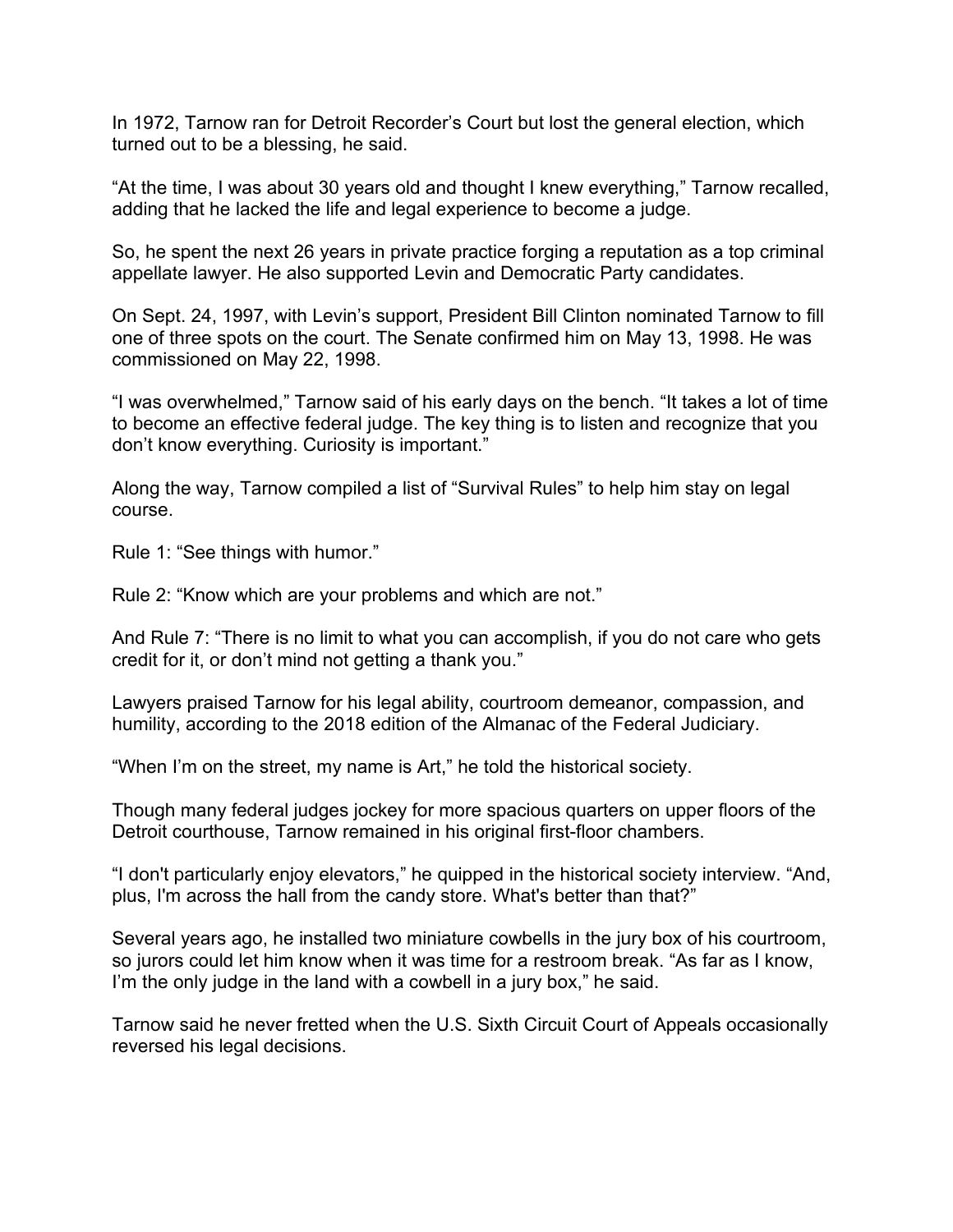In 1972, Tarnow ran for Detroit Recorder's Court but lost the general election, which turned out to be a blessing, he said.

"At the time, I was about 30 years old and thought I knew everything," Tarnow recalled, adding that he lacked the life and legal experience to become a judge.

So, he spent the next 26 years in private practice forging a reputation as a top criminal appellate lawyer. He also supported Levin and Democratic Party candidates.

On Sept. 24, 1997, with Levin's support, President Bill Clinton nominated Tarnow to fill one of three spots on the court. The Senate confirmed him on May 13, 1998. He was commissioned on May 22, 1998.

"I was overwhelmed," Tarnow said of his early days on the bench. "It takes a lot of time to become an effective federal judge. The key thing is to listen and recognize that you don't know everything. Curiosity is important."

Along the way, Tarnow compiled a list of "Survival Rules" to help him stay on legal course.

Rule 1: "See things with humor."

Rule 2: "Know which are your problems and which are not."

And Rule 7: "There is no limit to what you can accomplish, if you do not care who gets credit for it, or don't mind not getting a thank you."

Lawyers praised Tarnow for his legal ability, courtroom demeanor, compassion, and humility, according to the 2018 edition of the Almanac of the Federal Judiciary.

"When I'm on the street, my name is Art," he told the historical society.

Though many federal judges jockey for more spacious quarters on upper floors of the Detroit courthouse, Tarnow remained in his original first-floor chambers.

"I don't particularly enjoy elevators," he quipped in the historical society interview. "And, plus, I'm across the hall from the candy store. What's better than that?"

Several years ago, he installed two miniature cowbells in the jury box of his courtroom, so jurors could let him know when it was time for a restroom break. "As far as I know, I'm the only judge in the land with a cowbell in a jury box," he said.

Tarnow said he never fretted when the U.S. Sixth Circuit Court of Appeals occasionally reversed his legal decisions.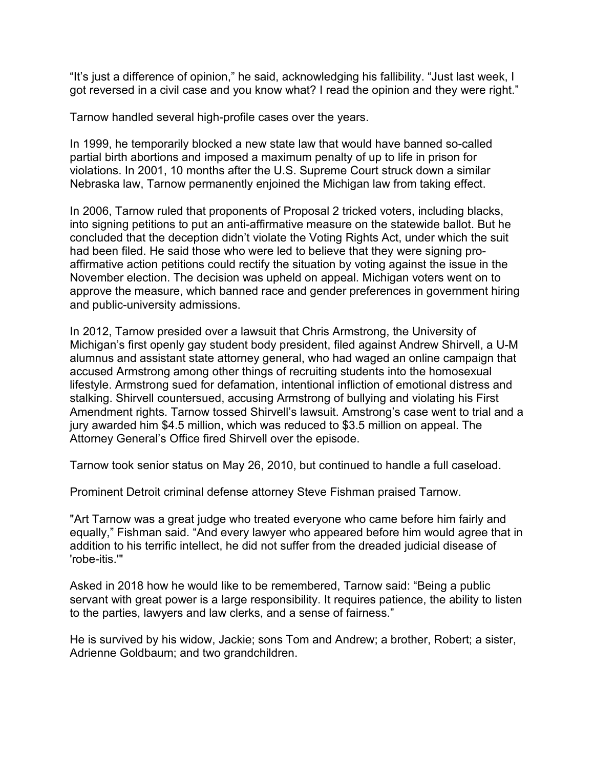“It’s just a difference of opinion,” he said, acknowledging his fallibility. “Just last week, I got reversed in a civil case and you know what? I read the opinion and they were right.”

Tarnow handled several high-profile cases over the years.

In 1999, he temporarily blocked a new state law that would have banned so-called partial birth abortions and imposed a maximum penalty of up to life in prison for violations. In 2001, 10 months after the U.S. Supreme Court struck down a similar Nebraska law, Tarnow permanently enjoined the Michigan law from taking effect.

In 2006, Tarnow ruled that proponents of Proposal 2 tricked voters, including blacks, into signing petitions to put an anti-affirmative measure on the statewide ballot. But he concluded that the deception didn’t violate the Voting Rights Act, under which the suit had been filed. He said those who were led to believe that they were signing pro-affirmative action petitions could rectify the situation by voting against the issue in the November election. The decision was upheld on appeal. Michigan voters went on to approve the measure, which banned race and gender preferences in government hiring and public-university admissions.

In 2012, Tarnow presided over a lawsuit that Chris Armstrong, the University of Michigan’s first openly gay student body president, filed against Andrew Shirvell, a U-M alumnus and assistant state attorney general, who had waged an online campaign that accused Armstrong among other things of recruiting students into the homosexual lifestyle. Armstrong sued for defamation, intentional infliction of emotional distress and stalking. Shirvell countersued, accusing Armstrong of bullying and violating his First Amendment rights. Tarnow tossed Shirvell’s lawsuit. Amstrong’s case went to trial and a jury awarded him $4.5 million, which was reduced to $3.5 million on appeal. The Attorney General’s Office fired Shirvell over the episode.

Tarnow took senior status on May 26, 2010, but continued to handle a full caseload.

Prominent Detroit criminal defense attorney Steve Fishman praised Tarnow.

"Art Tarnow was a great judge who treated everyone who came before him fairly and equally,” Fishman said. “And every lawyer who appeared before him would agree that in addition to his terrific intellect, he did not suffer from the dreaded judicial disease of 'robe-itis.'"

Asked in 2018 how he would like to be remembered, Tarnow said: “Being a public servant with great power is a large responsibility. It requires patience, the ability to listen to the parties, lawyers and law clerks, and a sense of fairness.”

He is survived by his widow, Jackie; sons Tom and Andrew; a brother, Robert; a sister, Adrienne Goldbaum; and two grandchildren.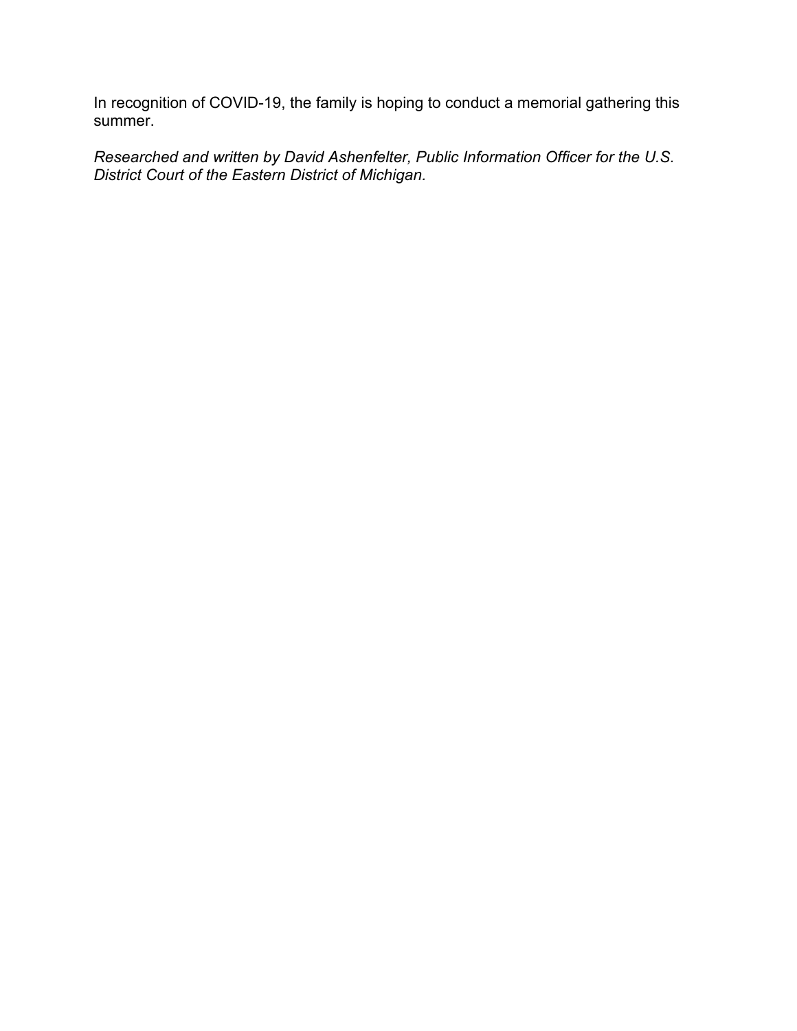In recognition of COVID-19, the family is hoping to conduct a memorial gathering this summer.

*Researched and written by David Ashenfelter, Public Information Officer for the U.S. District Court of the Eastern District of Michigan.*